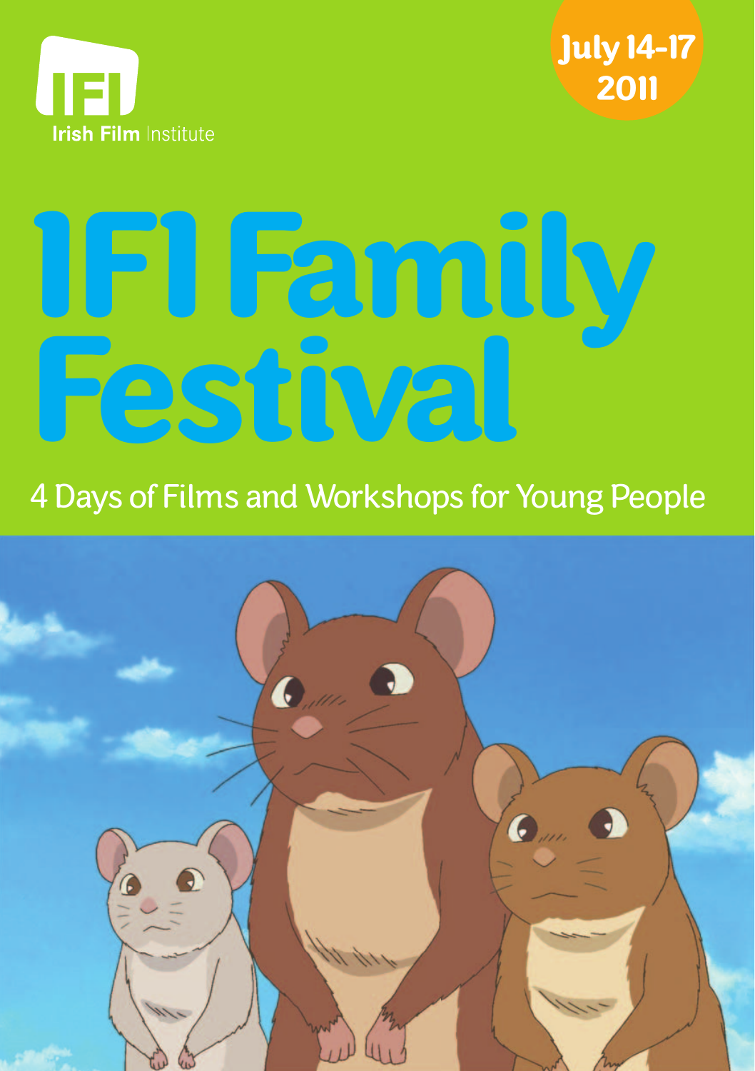Irish Film Institute

July 14-17 2011

# IFI Family Festival

4 Days of Films and Workshops for Young People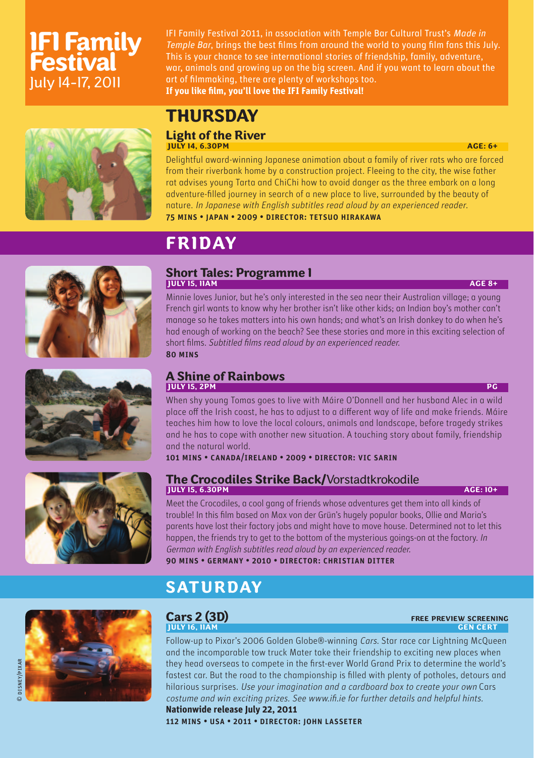# IFI Family Festival
July 14-17, 2011

IFI Family Festival 2011, in association with Temple Bar Cultural Trust's *Made in Temple Bar*, brings the best films from around the world to young film fans this July. This is your chance to see international stories of friendship, family, adventure, war, animals and growing up on the big screen. And if you want to learn about the art of filmmaking, there are plenty of workshops too.
**If you like film, you'll love the IFI Family Festival!**

## THURSDAY

### Light of the River

**JULY 14, 6.30PM** — **AGE: 6+**

Delightful award-winning Japanese animation about a family of river rats who are forced from their riverbank home by a construction project. Fleeing to the city, the wise father rat advises young Tarta and ChiChi how to avoid danger as the three embark on a long adventure-filled journey in search of a new place to live, surrounded by the beauty of nature. *In Japanese with English subtitles read aloud by an experienced reader.*

**75 MINS • JAPAN • 2009 • DIRECTOR: TETSUO HIRAKAWA**

## FRIDAY

### Short Tales: Programme 1

**JULY 15, 11AM** — **AGE 8+**

Minnie loves Junior, but he's only interested in the sea near their Australian village; a young French girl wants to know why her brother isn't like other kids; an Indian boy's mother can't manage so he takes matters into his own hands; and what's an Irish donkey to do when he's had enough of working on the beach? See these stories and more in this exciting selection of short films. *Subtitled films read aloud by an experienced reader.*

**80 MINS**

### A Shine of Rainbows

**JULY 15, 2PM** — **PG**

When shy young Tomas goes to live with Máire O'Donnell and her husband Alec in a wild place off the Irish coast, he has to adjust to a different way of life and make friends. Máire teaches him how to love the local colours, animals and landscape, before tragedy strikes and he has to cope with another new situation. A touching story about family, friendship and the natural world.

**101 MINS • CANADA/IRELAND • 2009 • DIRECTOR: VIC SARIN**

### The Crocodiles Strike Back/Vorstadtkrokodile

**JULY 15, 6.30PM** — **AGE: 10+**

Meet the Crocodiles, a cool gang of friends whose adventures get them into all kinds of trouble! In this film based on Max von der Grün's hugely popular books, Ollie and Maria's parents have lost their factory jobs and might have to move house. Determined not to let this happen, the friends try to get to the bottom of the mysterious goings-on at the factory. *In German with English subtitles read aloud by an experienced reader.*

**90 MINS • GERMANY • 2010 • DIRECTOR: CHRISTIAN DITTER**

## SATURDAY

### Cars 2 (3D)

**FREE PREVIEW SCREENING**

**JULY 16, 11AM** — **GEN CERT**

Follow-up to Pixar's 2006 Golden Globe®-winning *Cars*. Star race car Lightning McQueen and the incomparable tow truck Mater take their friendship to exciting new places when they head overseas to compete in the first-ever World Grand Prix to determine the world's fastest car. But the road to the championship is filled with plenty of potholes, detours and hilarious surprises. *Use your imagination and a cardboard box to create your own* Cars *costume and win exciting prizes. See www.ifi.ie for further details and helpful hints.*

**Nationwide release July 22, 2011**

**112 MINS • USA • 2011 • DIRECTOR: JOHN LASSETER**

© DISNEY/PIXAR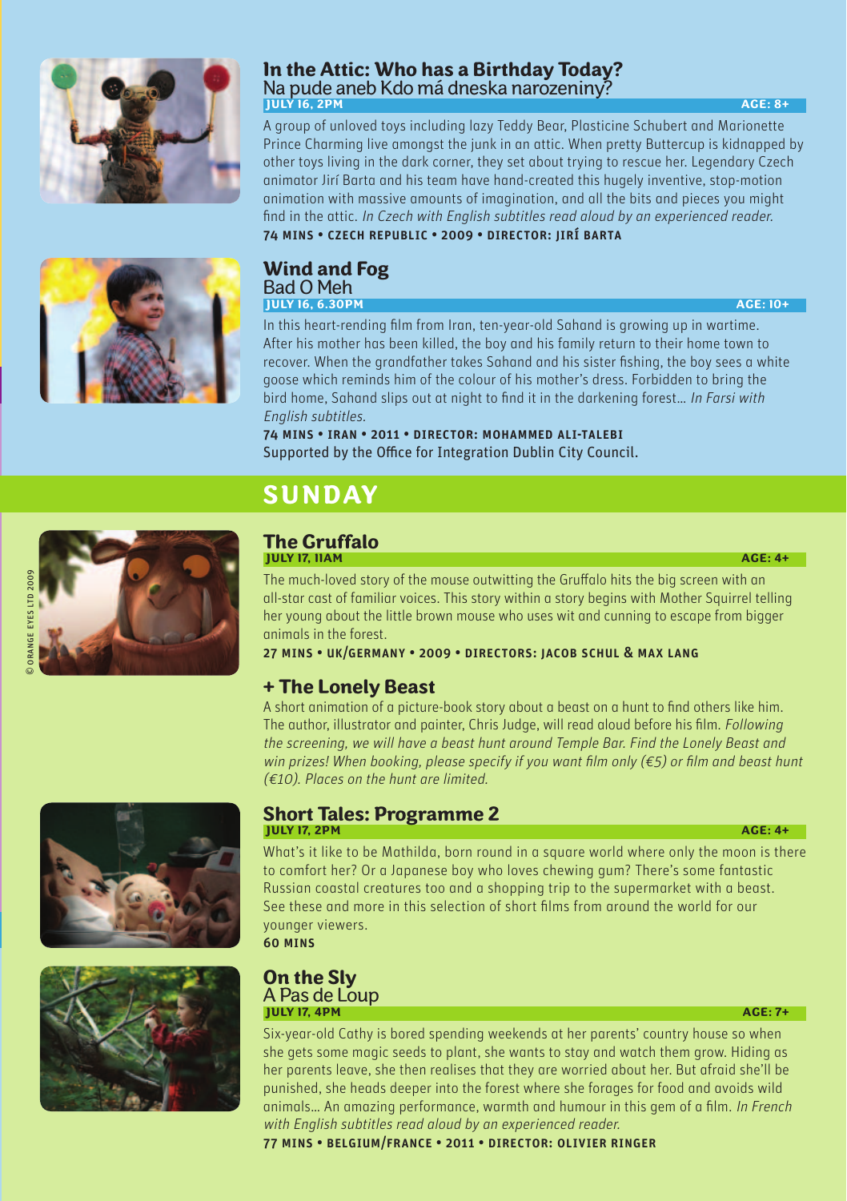## In the Attic: Who has a Birthday Today?

Na pude aneb Kdo má dneska narozeniny?

**JULY 16, 2PM** **AGE: 8+**

A group of unloved toys including lazy Teddy Bear, Plasticine Schubert and Marionette Prince Charming live amongst the junk in an attic. When pretty Buttercup is kidnapped by other toys living in the dark corner, they set about trying to rescue her. Legendary Czech animator Jirí Barta and his team have hand-created this hugely inventive, stop-motion animation with massive amounts of imagination, and all the bits and pieces you might find in the attic. *In Czech with English subtitles read aloud by an experienced reader.*

**74 MINS • CZECH REPUBLIC • 2009 • DIRECTOR: JIRÍ BARTA**

## Wind and Fog

Bad O Meh

**JULY 16, 6.30PM** **AGE: 10+**

In this heart-rending film from Iran, ten-year-old Sahand is growing up in wartime. After his mother has been killed, the boy and his family return to their home town to recover. When the grandfather takes Sahand and his sister fishing, the boy sees a white goose which reminds him of the colour of his mother's dress. Forbidden to bring the bird home, Sahand slips out at night to find it in the darkening forest… *In Farsi with English subtitles.*

**74 MINS • IRAN • 2011 • DIRECTOR: MOHAMMED ALI-TALEBI**

Supported by the Office for Integration Dublin City Council.

# SUNDAY

© ORANGE EYES LTD 2009

## The Gruffalo

**JULY 17, 11AM** **AGE: 4+**

The much-loved story of the mouse outwitting the Gruffalo hits the big screen with an all-star cast of familiar voices. This story within a story begins with Mother Squirrel telling her young about the little brown mouse who uses wit and cunning to escape from bigger animals in the forest.

**27 MINS • UK/GERMANY • 2009 • DIRECTORS: JACOB SCHUL & MAX LANG**

## + The Lonely Beast

A short animation of a picture-book story about a beast on a hunt to find others like him. The author, illustrator and painter, Chris Judge, will read aloud before his film. *Following the screening, we will have a beast hunt around Temple Bar. Find the Lonely Beast and win prizes! When booking, please specify if you want film only (€5) or film and beast hunt (€10). Places on the hunt are limited.*

## Short Tales: Programme 2

**JULY 17, 2PM** **AGE: 4+**

What's it like to be Mathilda, born round in a square world where only the moon is there to comfort her? Or a Japanese boy who loves chewing gum? There's some fantastic Russian coastal creatures too and a shopping trip to the supermarket with a beast. See these and more in this selection of short films from around the world for our younger viewers.

**60 MINS**

## On the Sly

A Pas de Loup

**JULY 17, 4PM** **AGE: 7+**

Six-year-old Cathy is bored spending weekends at her parents' country house so when she gets some magic seeds to plant, she wants to stay and watch them grow. Hiding as her parents leave, she then realises that they are worried about her. But afraid she'll be punished, she heads deeper into the forest where she forages for food and avoids wild animals… An amazing performance, warmth and humour in this gem of a film. *In French with English subtitles read aloud by an experienced reader.*

**77 MINS • BELGIUM/FRANCE • 2011 • DIRECTOR: OLIVIER RINGER**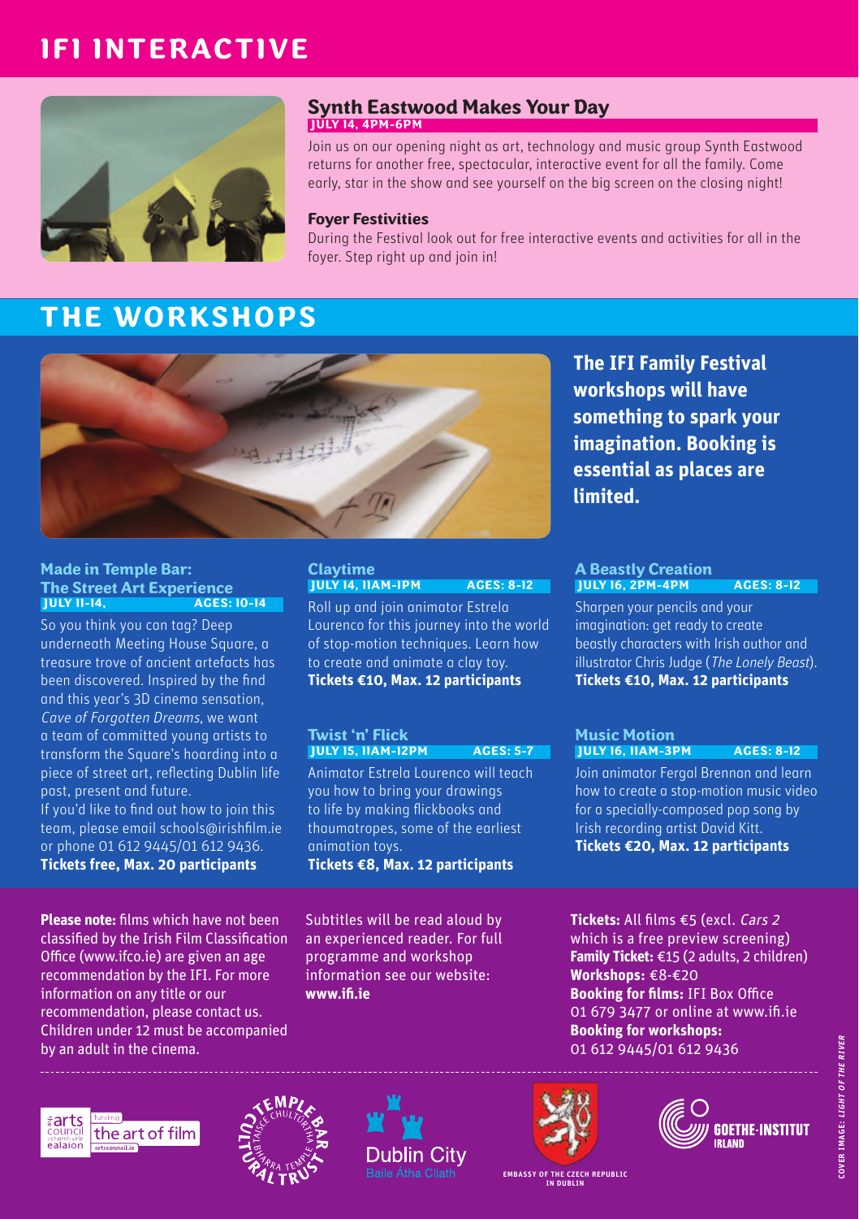# IFI INTERACTIVE

### Synth Eastwood Makes Your Day

**JULY 14, 4PM-6PM**

Join us on our opening night as art, technology and music group Synth Eastwood returns for another free, spectacular, interactive event for all the family. Come early, star in the show and see yourself on the big screen on the closing night!

### Foyer Festivities

During the Festival look out for free interactive events and activities for all in the foyer. Step right up and join in!

# THE WORKSHOPS

**The IFI Family Festival workshops will have something to spark your imagination. Booking is essential as places are limited.**

### Made in Temple Bar: The Street Art Experience

**JULY 11-14, AGES: 10-14**

So you think you can tag? Deep underneath Meeting House Square, a treasure trove of ancient artefacts has been discovered. Inspired by the find and this year's 3D cinema sensation, *Cave of Forgotten Dreams*, we want a team of committed young artists to transform the Square's hoarding into a piece of street art, reflecting Dublin life past, present and future.

If you'd like to find out how to join this team, please email schools@irishfilm.ie or phone 01 612 9445/01 612 9436.

**Tickets free, Max. 20 participants**

### Claytime

**JULY 14, 11AM-1PM AGES: 8-12**

Roll up and join animator Estrela Lourenco for this journey into the world of stop-motion techniques. Learn how to create and animate a clay toy.

**Tickets €10, Max. 12 participants**

### Twist 'n' Flick

**JULY 15, 11AM-12PM AGES: 5-7**

Animator Estrela Lourenco will teach you how to bring your drawings to life by making flickbooks and thaumatropes, some of the earliest animation toys.

**Tickets €8, Max. 12 participants**

### A Beastly Creation

**JULY 16, 2PM-4PM AGES: 8-12**

Sharpen your pencils and your imagination: get ready to create beastly characters with Irish author and illustrator Chris Judge (*The Lonely Beast*).

**Tickets €10, Max. 12 participants**

### Music Motion

**JULY 16, 11AM-3PM AGES: 8-12**

Join animator Fergal Brennan and learn how to create a stop-motion music video for a specially-composed pop song by Irish recording artist David Kitt.

**Tickets €20, Max. 12 participants**

**Please note:** films which have not been classified by the Irish Film Classification Office (www.ifco.ie) are given an age recommendation by the IFI. For more information on any title or our recommendation, please contact us. Children under 12 must be accompanied by an adult in the cinema.

Subtitles will be read aloud by an experienced reader. For full programme and workshop information see our website: **www.ifi.ie**

**Tickets:** All films €5 (excl. *Cars 2* which is a free preview screening)
**Family Ticket:** €15 (2 adults, 2 children)
**Workshops:** €8-€20
**Booking for films:** IFI Box Office 01 679 3477 or online at www.ifi.ie
**Booking for workshops:** 01 612 9445/01 612 9436

the arts council / an chomhairle ealaíon — funding — the art of film — artscouncil.ie

Temple Bar Cultural Trust — Cultúrtha Barra an Teampaill

Dublin City — Baile Átha Cliath

EMBASSY OF THE CZECH REPUBLIC IN DUBLIN

GOETHE-INSTITUT IRLAND

COVER IMAGE: *LIGHT OF THE RIVER*